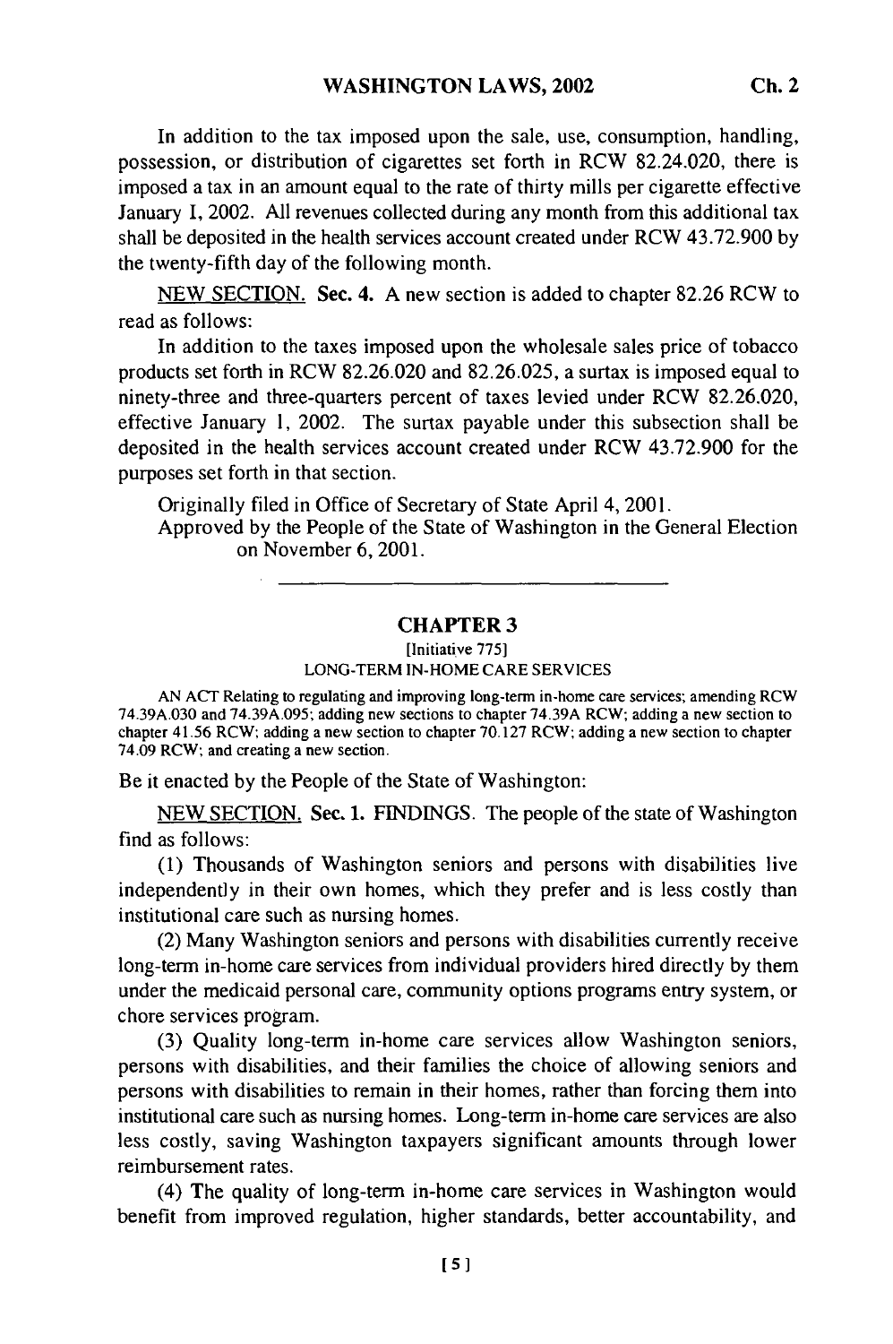In addition to the tax imposed upon the sale, use, consumption, handling, possession, or distribution of cigarettes set forth in RCW 82.24.020, there is imposed a tax in an amount equal to the rate of thirty mills per cigarette effective January 1, 2002. All revenues collected during any month from this additional tax shall be deposited in the health services account created under RCW 43.72.900 by the twenty-fifth day of the following month.

NEW SECTION. Sec. 4. A new section is added to chapter 82.26 RCW to read as follows:

In addition to the taxes imposed upon the wholesale sales price of tobacco products set forth in RCW 82.26.020 and 82.26.025, a surtax is imposed equal to ninety-three and three-quarters percent of taxes levied under RCW 82.26.020, effective January 1, 2002. The surtax payable under this subsection shall be deposited in the health services account created under RCW 43.72.900 for the purposes set forth in that section.

Originally filed in Office of Secretary of State April 4, 2001.

Approved by the People of the State of Washington in the General Election on November 6, 2001.

---

## CHAPTER 3

[Initiative 775]

LONG-TERM IN-HOME CARE SERVICES

AN ACT Relating to regulating and improving long-term in-home care services; amending RCW 74.39A.030 and 74.39A.095; adding new sections to chapter 74.39A RCW; adding a new section to chapter 41.56 RCW; adding a new section to chapter 70.127 RCW; adding a new section to chapter 74.09 RCW; and creating a new section.

Be it enacted by the People of the State of Washington:

NEW SECTION. Sec. 1. FINDINGS. The people of the state of Washington find as follows:

(1) Thousands of Washington seniors and persons with disabilities live independently in their own homes, which they prefer and is less costly than institutional care such as nursing homes.

(2) Many Washington seniors and persons with disabilities currently receive long-term in-home care services from individual providers hired directly by them under the medicaid personal care, community options programs entry system, or chore services program.

(3) Quality long-term in-home care services allow Washington seniors, persons with disabilities, and their families the choice of allowing seniors and persons with disabilities to remain in their homes, rather than forcing them into institutional care such as nursing homes. Long-term in-home care services are also less costly, saving Washington taxpayers significant amounts through lower reimbursement rates.

(4) The quality of long-term in-home care services in Washington would benefit from improved regulation, higher standards, better accountability, and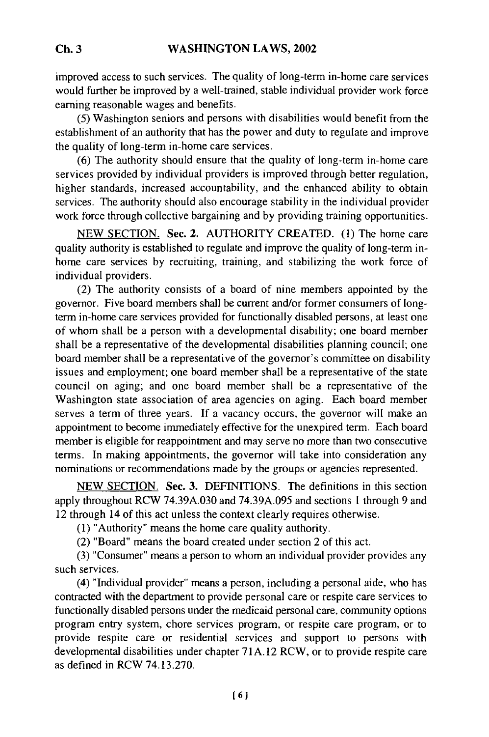improved access to such services. The quality of long-term in-home care services would further be improved by a well-trained, stable individual provider work force earning reasonable wages and benefits.

(5) Washington seniors and persons with disabilities would benefit from the establishment of an authority that has the power and duty to regulate and improve the quality of long-term in-home care services.

(6) The authority should ensure that the quality of long-term in-home care services provided by individual providers is improved through better regulation, higher standards, increased accountability, and the enhanced ability to obtain services. The authority should also encourage stability in the individual provider work force through collective bargaining and by providing training opportunities.

NEW SECTION. **Sec. 2.** AUTHORITY CREATED. (1) The home care quality authority is established to regulate and improve the quality of long-term in-home care services by recruiting, training, and stabilizing the work force of individual providers.

(2) The authority consists of a board of nine members appointed by the governor. Five board members shall be current and/or former consumers of long-term in-home care services provided for functionally disabled persons, at least one of whom shall be a person with a developmental disability; one board member shall be a representative of the developmental disabilities planning council; one board member shall be a representative of the governor's committee on disability issues and employment; one board member shall be a representative of the state council on aging; and one board member shall be a representative of the Washington state association of area agencies on aging. Each board member serves a term of three years. If a vacancy occurs, the governor will make an appointment to become immediately effective for the unexpired term. Each board member is eligible for reappointment and may serve no more than two consecutive terms. In making appointments, the governor will take into consideration any nominations or recommendations made by the groups or agencies represented.

NEW SECTION. **Sec. 3.** DEFINITIONS. The definitions in this section apply throughout RCW 74.39A.030 and 74.39A.095 and sections 1 through 9 and 12 through 14 of this act unless the context clearly requires otherwise.

(1) "Authority" means the home care quality authority.

(2) "Board" means the board created under section 2 of this act.

(3) "Consumer" means a person to whom an individual provider provides any such services.

(4) "Individual provider" means a person, including a personal aide, who has contracted with the department to provide personal care or respite care services to functionally disabled persons under the medicaid personal care, community options program entry system, chore services program, or respite care program, or to provide respite care or residential services and support to persons with developmental disabilities under chapter 71A.12 RCW, or to provide respite care as defined in RCW 74.13.270.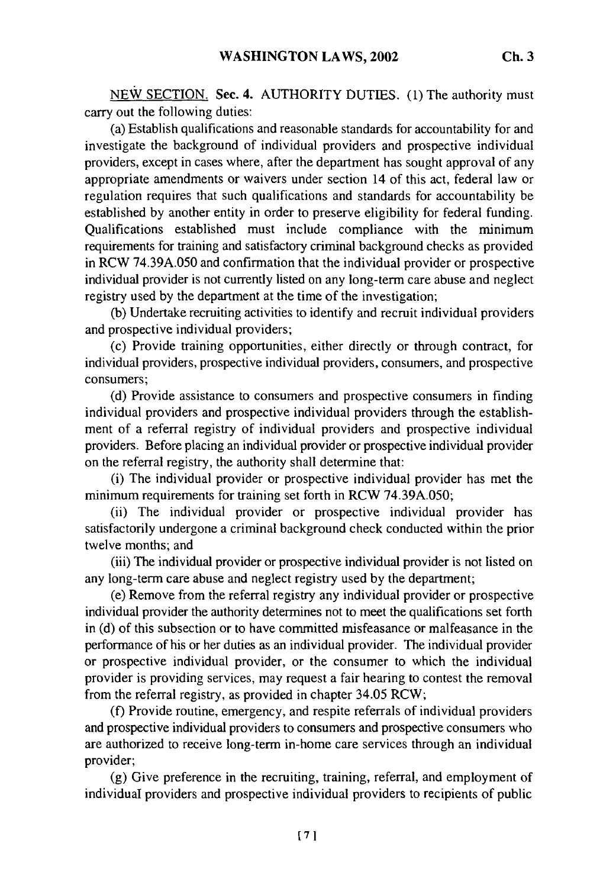NEW SECTION. Sec. 4. AUTHORITY DUTIES. (1) The authority must carry out the following duties:

(a) Establish qualifications and reasonable standards for accountability for and investigate the background of individual providers and prospective individual providers, except in cases where, after the department has sought approval of any appropriate amendments or waivers under section 14 of this act, federal law or regulation requires that such qualifications and standards for accountability be established by another entity in order to preserve eligibility for federal funding. Qualifications established must include compliance with the minimum requirements for training and satisfactory criminal background checks as provided in RCW 74.39A.050 and confirmation that the individual provider or prospective individual provider is not currently listed on any long-term care abuse and neglect registry used by the department at the time of the investigation;

(b) Undertake recruiting activities to identify and recruit individual providers and prospective individual providers;

(c) Provide training opportunities, either directly or through contract, for individual providers, prospective individual providers, consumers, and prospective consumers;

(d) Provide assistance to consumers and prospective consumers in finding individual providers and prospective individual providers through the establishment of a referral registry of individual providers and prospective individual providers. Before placing an individual provider or prospective individual provider on the referral registry, the authority shall determine that:

(i) The individual provider or prospective individual provider has met the minimum requirements for training set forth in RCW 74.39A.050;

(ii) The individual provider or prospective individual provider has satisfactorily undergone a criminal background check conducted within the prior twelve months; and

(iii) The individual provider or prospective individual provider is not listed on any long-term care abuse and neglect registry used by the department;

(e) Remove from the referral registry any individual provider or prospective individual provider the authority determines not to meet the qualifications set forth in (d) of this subsection or to have committed misfeasance or malfeasance in the performance of his or her duties as an individual provider. The individual provider or prospective individual provider, or the consumer to which the individual provider is providing services, may request a fair hearing to contest the removal from the referral registry, as provided in chapter 34.05 RCW;

(f) Provide routine, emergency, and respite referrals of individual providers and prospective individual providers to consumers and prospective consumers who are authorized to receive long-term in-home care services through an individual provider;

(g) Give preference in the recruiting, training, referral, and employment of individual providers and prospective individual providers to recipients of public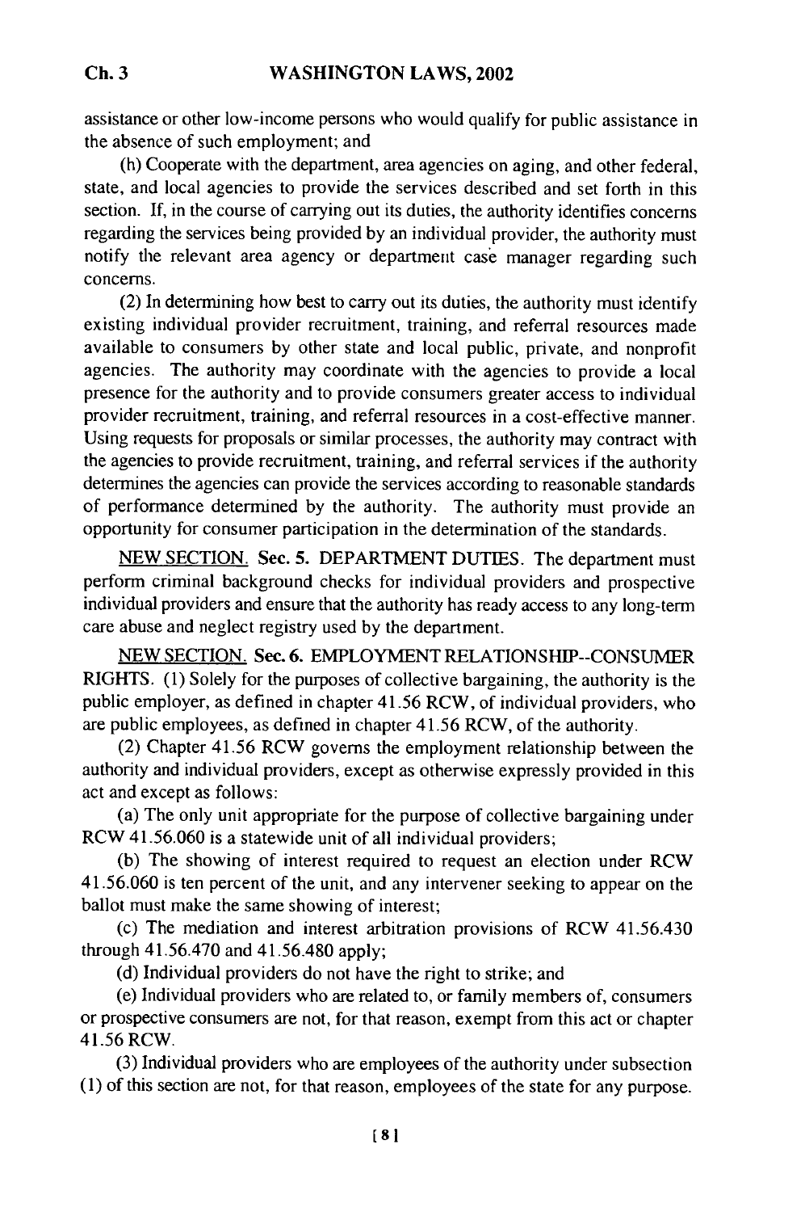assistance or other low-income persons who would qualify for public assistance in the absence of such employment; and

(h) Cooperate with the department, area agencies on aging, and other federal, state, and local agencies to provide the services described and set forth in this section. If, in the course of carrying out its duties, the authority identifies concerns regarding the services being provided by an individual provider, the authority must notify the relevant area agency or department case manager regarding such concerns.

(2) In determining how best to carry out its duties, the authority must identify existing individual provider recruitment, training, and referral resources made available to consumers by other state and local public, private, and nonprofit agencies. The authority may coordinate with the agencies to provide a local presence for the authority and to provide consumers greater access to individual provider recruitment, training, and referral resources in a cost-effective manner. Using requests for proposals or similar processes, the authority may contract with the agencies to provide recruitment, training, and referral services if the authority determines the agencies can provide the services according to reasonable standards of performance determined by the authority. The authority must provide an opportunity for consumer participation in the determination of the standards.

NEW SECTION. Sec. 5. DEPARTMENT DUTIES. The department must perform criminal background checks for individual providers and prospective individual providers and ensure that the authority has ready access to any long-term care abuse and neglect registry used by the department.

NEW SECTION. Sec. 6. EMPLOYMENT RELATIONSHIP--CONSUMER RIGHTS. (1) Solely for the purposes of collective bargaining, the authority is the public employer, as defined in chapter 41.56 RCW, of individual providers, who are public employees, as defined in chapter 41.56 RCW, of the authority.

(2) Chapter 41.56 RCW governs the employment relationship between the authority and individual providers, except as otherwise expressly provided in this act and except as follows:

(a) The only unit appropriate for the purpose of collective bargaining under RCW 41.56.060 is a statewide unit of all individual providers;

(b) The showing of interest required to request an election under RCW 41.56.060 is ten percent of the unit, and any intervener seeking to appear on the ballot must make the same showing of interest;

(c) The mediation and interest arbitration provisions of RCW 41.56.430 through 41.56.470 and 41.56.480 apply;

(d) Individual providers do not have the right to strike; and

(e) Individual providers who are related to, or family members of, consumers or prospective consumers are not, for that reason, exempt from this act or chapter 41.56 RCW.

(3) Individual providers who are employees of the authority under subsection (1) of this section are not, for that reason, employees of the state for any purpose.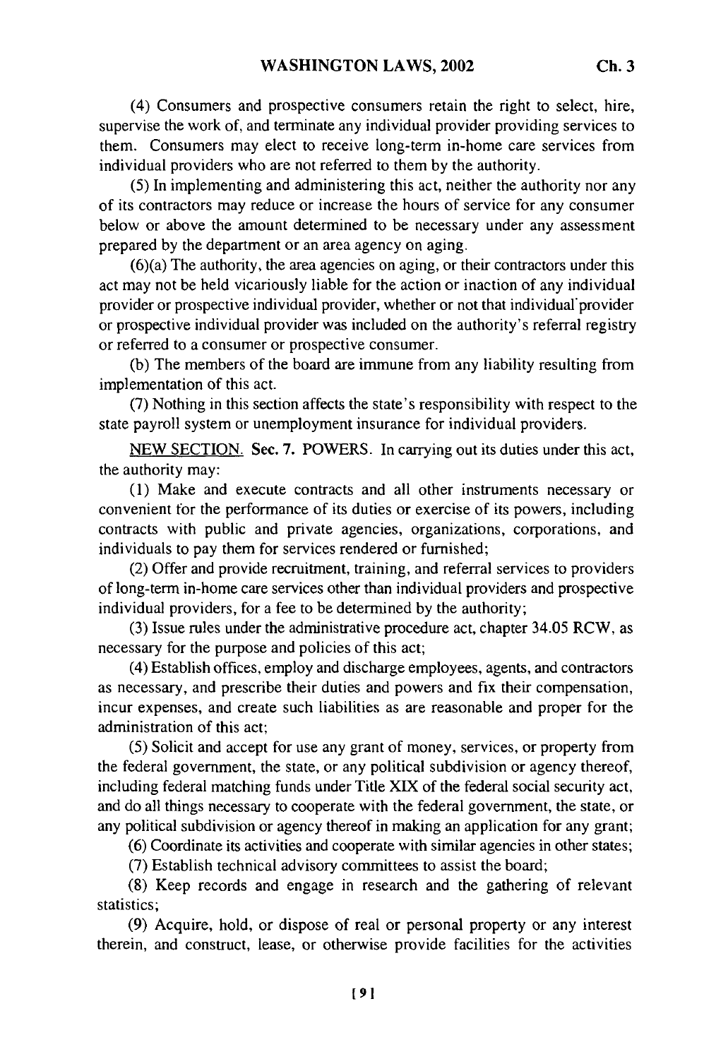(4) Consumers and prospective consumers retain the right to select, hire, supervise the work of, and terminate any individual provider providing services to them. Consumers may elect to receive long-term in-home care services from individual providers who are not referred to them by the authority.

(5) In implementing and administering this act, neither the authority nor any of its contractors may reduce or increase the hours of service for any consumer below or above the amount determined to be necessary under any assessment prepared by the department or an area agency on aging.

(6)(a) The authority, the area agencies on aging, or their contractors under this act may not be held vicariously liable for the action or inaction of any individual provider or prospective individual provider, whether or not that individual provider or prospective individual provider was included on the authority's referral registry or referred to a consumer or prospective consumer.

(b) The members of the board are immune from any liability resulting from implementation of this act.

(7) Nothing in this section affects the state's responsibility with respect to the state payroll system or unemployment insurance for individual providers.

NEW SECTION. **Sec. 7.** POWERS. In carrying out its duties under this act, the authority may:

(1) Make and execute contracts and all other instruments necessary or convenient for the performance of its duties or exercise of its powers, including contracts with public and private agencies, organizations, corporations, and individuals to pay them for services rendered or furnished;

(2) Offer and provide recruitment, training, and referral services to providers of long-term in-home care services other than individual providers and prospective individual providers, for a fee to be determined by the authority;

(3) Issue rules under the administrative procedure act, chapter 34.05 RCW, as necessary for the purpose and policies of this act;

(4) Establish offices, employ and discharge employees, agents, and contractors as necessary, and prescribe their duties and powers and fix their compensation, incur expenses, and create such liabilities as are reasonable and proper for the administration of this act;

(5) Solicit and accept for use any grant of money, services, or property from the federal government, the state, or any political subdivision or agency thereof, including federal matching funds under Title XIX of the federal social security act, and do all things necessary to cooperate with the federal government, the state, or any political subdivision or agency thereof in making an application for any grant;

(6) Coordinate its activities and cooperate with similar agencies in other states;

(7) Establish technical advisory committees to assist the board;

(8) Keep records and engage in research and the gathering of relevant statistics;

(9) Acquire, hold, or dispose of real or personal property or any interest therein, and construct, lease, or otherwise provide facilities for the activities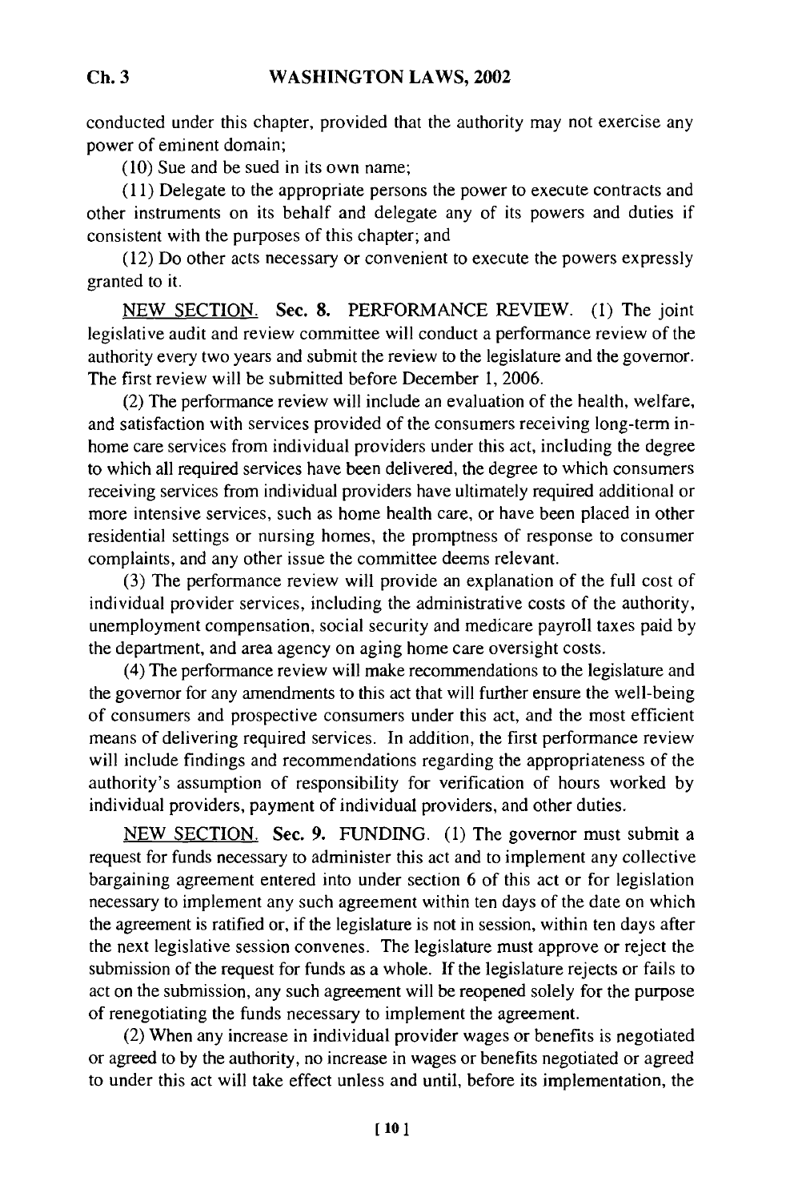conducted under this chapter, provided that the authority may not exercise any power of eminent domain;

(10) Sue and be sued in its own name;

(11) Delegate to the appropriate persons the power to execute contracts and other instruments on its behalf and delegate any of its powers and duties if consistent with the purposes of this chapter; and

(12) Do other acts necessary or convenient to execute the powers expressly granted to it.

NEW SECTION. **Sec. 8.** PERFORMANCE REVIEW. (1) The joint legislative audit and review committee will conduct a performance review of the authority every two years and submit the review to the legislature and the governor. The first review will be submitted before December 1, 2006.

(2) The performance review will include an evaluation of the health, welfare, and satisfaction with services provided of the consumers receiving long-term in-home care services from individual providers under this act, including the degree to which all required services have been delivered, the degree to which consumers receiving services from individual providers have ultimately required additional or more intensive services, such as home health care, or have been placed in other residential settings or nursing homes, the promptness of response to consumer complaints, and any other issue the committee deems relevant.

(3) The performance review will provide an explanation of the full cost of individual provider services, including the administrative costs of the authority, unemployment compensation, social security and medicare payroll taxes paid by the department, and area agency on aging home care oversight costs.

(4) The performance review will make recommendations to the legislature and the governor for any amendments to this act that will further ensure the well-being of consumers and prospective consumers under this act, and the most efficient means of delivering required services. In addition, the first performance review will include findings and recommendations regarding the appropriateness of the authority's assumption of responsibility for verification of hours worked by individual providers, payment of individual providers, and other duties.

NEW SECTION. **Sec. 9.** FUNDING. (1) The governor must submit a request for funds necessary to administer this act and to implement any collective bargaining agreement entered into under section 6 of this act or for legislation necessary to implement any such agreement within ten days of the date on which the agreement is ratified or, if the legislature is not in session, within ten days after the next legislative session convenes. The legislature must approve or reject the submission of the request for funds as a whole. If the legislature rejects or fails to act on the submission, any such agreement will be reopened solely for the purpose of renegotiating the funds necessary to implement the agreement.

(2) When any increase in individual provider wages or benefits is negotiated or agreed to by the authority, no increase in wages or benefits negotiated or agreed to under this act will take effect unless and until, before its implementation, the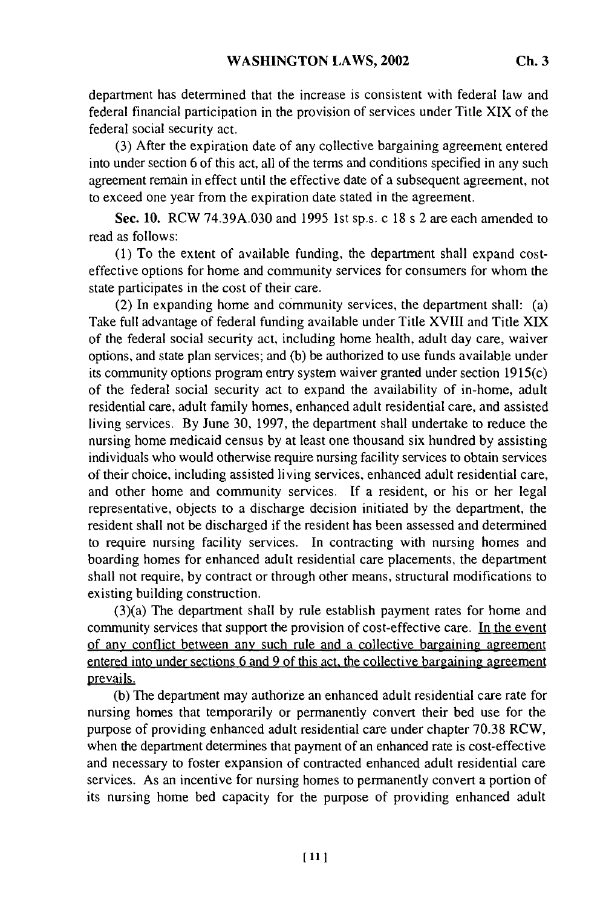department has determined that the increase is consistent with federal law and federal financial participation in the provision of services under Title XIX of the federal social security act.

(3) After the expiration date of any collective bargaining agreement entered into under section 6 of this act, all of the terms and conditions specified in any such agreement remain in effect until the effective date of a subsequent agreement, not to exceed one year from the expiration date stated in the agreement.

**Sec. 10.** RCW 74.39A.030 and 1995 1st sp.s. c 18 s 2 are each amended to read as follows:

(1) To the extent of available funding, the department shall expand cost-effective options for home and community services for consumers for whom the state participates in the cost of their care.

(2) In expanding home and community services, the department shall: (a) Take full advantage of federal funding available under Title XVIII and Title XIX of the federal social security act, including home health, adult day care, waiver options, and state plan services; and (b) be authorized to use funds available under its community options program entry system waiver granted under section 1915(c) of the federal social security act to expand the availability of in-home, adult residential care, adult family homes, enhanced adult residential care, and assisted living services. By June 30, 1997, the department shall undertake to reduce the nursing home medicaid census by at least one thousand six hundred by assisting individuals who would otherwise require nursing facility services to obtain services of their choice, including assisted living services, enhanced adult residential care, and other home and community services. If a resident, or his or her legal representative, objects to a discharge decision initiated by the department, the resident shall not be discharged if the resident has been assessed and determined to require nursing facility services. In contracting with nursing homes and boarding homes for enhanced adult residential care placements, the department shall not require, by contract or through other means, structural modifications to existing building construction.

(3)(a) The department shall by rule establish payment rates for home and community services that support the provision of cost-effective care. <u>In the event of any conflict between any such rule and a collective bargaining agreement entered into under sections 6 and 9 of this act, the collective bargaining agreement prevails.</u>

(b) The department may authorize an enhanced adult residential care rate for nursing homes that temporarily or permanently convert their bed use for the purpose of providing enhanced adult residential care under chapter 70.38 RCW, when the department determines that payment of an enhanced rate is cost-effective and necessary to foster expansion of contracted enhanced adult residential care services. As an incentive for nursing homes to permanently convert a portion of its nursing home bed capacity for the purpose of providing enhanced adult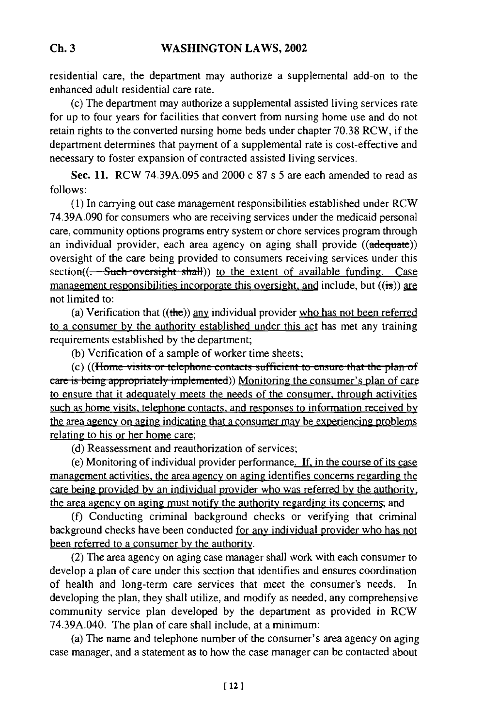residential care, the department may authorize a supplemental add-on to the enhanced adult residential care rate.

(c) The department may authorize a supplemental assisted living services rate for up to four years for facilities that convert from nursing home use and do not retain rights to the converted nursing home beds under chapter 70.38 RCW, if the department determines that payment of a supplemental rate is cost-effective and necessary to foster expansion of contracted assisted living services.

**Sec. 11.** RCW 74.39A.095 and 2000 c 87 s 5 are each amended to read as follows:

(1) In carrying out case management responsibilities established under RCW 74.39A.090 for consumers who are receiving services under the medicaid personal care, community options programs entry system or chore services program through an individual provider, each area agency on aging shall provide ((~~adequate~~)) oversight of the care being provided to consumers receiving services under this section((~~. Such oversight shall~~)) to the extent of available funding. Case management responsibilities incorporate this oversight, and include, but ((~~is~~)) are not limited to:

(a) Verification that ((~~the~~)) any individual provider who has not been referred to a consumer by the authority established under this act has met any training requirements established by the department;

(b) Verification of a sample of worker time sheets;

(c) ((~~Home visits or telephone contacts sufficient to ensure that the plan of care is being appropriately implemented~~)) Monitoring the consumer's plan of care to ensure that it adequately meets the needs of the consumer, through activities such as home visits, telephone contacts, and responses to information received by the area agency on aging indicating that a consumer may be experiencing problems relating to his or her home care;

(d) Reassessment and reauthorization of services;

(e) Monitoring of individual provider performance. If, in the course of its case management activities, the area agency on aging identifies concerns regarding the care being provided by an individual provider who was referred by the authority, the area agency on aging must notify the authority regarding its concerns; and

(f) Conducting criminal background checks or verifying that criminal background checks have been conducted for any individual provider who has not been referred to a consumer by the authority.

(2) The area agency on aging case manager shall work with each consumer to develop a plan of care under this section that identifies and ensures coordination of health and long-term care services that meet the consumer's needs. In developing the plan, they shall utilize, and modify as needed, any comprehensive community service plan developed by the department as provided in RCW 74.39A.040. The plan of care shall include, at a minimum:

(a) The name and telephone number of the consumer's area agency on aging case manager, and a statement as to how the case manager can be contacted about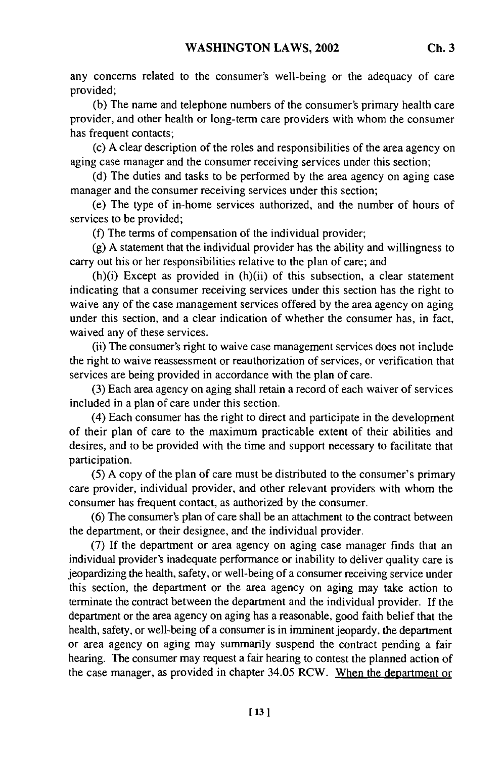any concerns related to the consumer's well-being or the adequacy of care provided;

(b) The name and telephone numbers of the consumer's primary health care provider, and other health or long-term care providers with whom the consumer has frequent contacts;

(c) A clear description of the roles and responsibilities of the area agency on aging case manager and the consumer receiving services under this section;

(d) The duties and tasks to be performed by the area agency on aging case manager and the consumer receiving services under this section;

(e) The type of in-home services authorized, and the number of hours of services to be provided;

(f) The terms of compensation of the individual provider;

(g) A statement that the individual provider has the ability and willingness to carry out his or her responsibilities relative to the plan of care; and

(h)(i) Except as provided in (h)(ii) of this subsection, a clear statement indicating that a consumer receiving services under this section has the right to waive any of the case management services offered by the area agency on aging under this section, and a clear indication of whether the consumer has, in fact, waived any of these services.

(ii) The consumer's right to waive case management services does not include the right to waive reassessment or reauthorization of services, or verification that services are being provided in accordance with the plan of care.

(3) Each area agency on aging shall retain a record of each waiver of services included in a plan of care under this section.

(4) Each consumer has the right to direct and participate in the development of their plan of care to the maximum practicable extent of their abilities and desires, and to be provided with the time and support necessary to facilitate that participation.

(5) A copy of the plan of care must be distributed to the consumer's primary care provider, individual provider, and other relevant providers with whom the consumer has frequent contact, as authorized by the consumer.

(6) The consumer's plan of care shall be an attachment to the contract between the department, or their designee, and the individual provider.

(7) If the department or area agency on aging case manager finds that an individual provider's inadequate performance or inability to deliver quality care is jeopardizing the health, safety, or well-being of a consumer receiving service under this section, the department or the area agency on aging may take action to terminate the contract between the department and the individual provider. If the department or the area agency on aging has a reasonable, good faith belief that the health, safety, or well-being of a consumer is in imminent jeopardy, the department or area agency on aging may summarily suspend the contract pending a fair hearing. The consumer may request a fair hearing to contest the planned action of the case manager, as provided in chapter 34.05 RCW. <u>When the department or</u>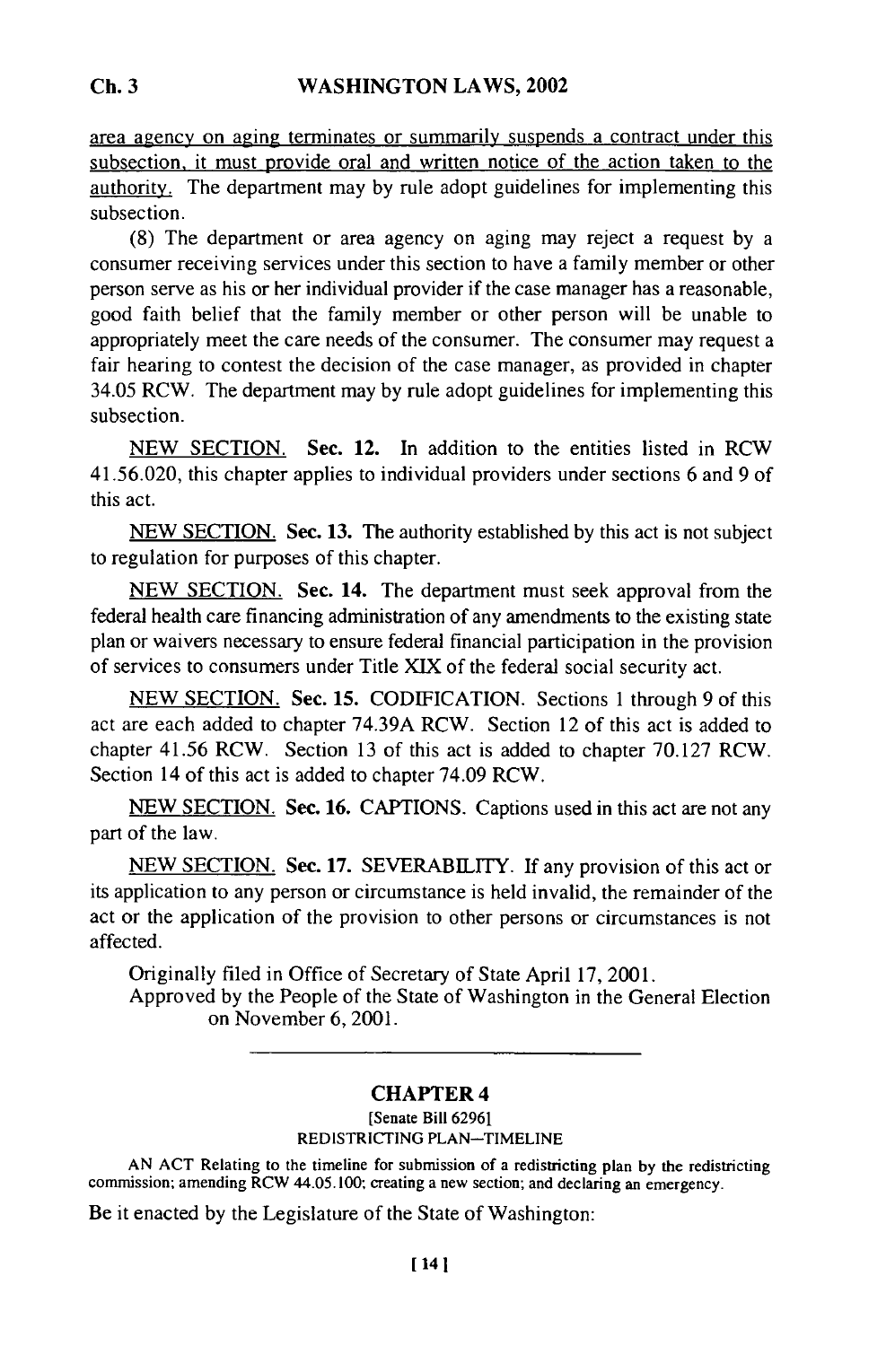area agency on aging terminates or summarily suspends a contract under this subsection, it must provide oral and written notice of the action taken to the authority. The department may by rule adopt guidelines for implementing this subsection.

(8) The department or area agency on aging may reject a request by a consumer receiving services under this section to have a family member or other person serve as his or her individual provider if the case manager has a reasonable, good faith belief that the family member or other person will be unable to appropriately meet the care needs of the consumer. The consumer may request a fair hearing to contest the decision of the case manager, as provided in chapter 34.05 RCW. The department may by rule adopt guidelines for implementing this subsection.

NEW SECTION. **Sec. 12.** In addition to the entities listed in RCW 41.56.020, this chapter applies to individual providers under sections 6 and 9 of this act.

NEW SECTION. **Sec. 13.** The authority established by this act is not subject to regulation for purposes of this chapter.

NEW SECTION. **Sec. 14.** The department must seek approval from the federal health care financing administration of any amendments to the existing state plan or waivers necessary to ensure federal financial participation in the provision of services to consumers under Title XIX of the federal social security act.

NEW SECTION. **Sec. 15.** CODIFICATION. Sections 1 through 9 of this act are each added to chapter 74.39A RCW. Section 12 of this act is added to chapter 41.56 RCW. Section 13 of this act is added to chapter 70.127 RCW. Section 14 of this act is added to chapter 74.09 RCW.

NEW SECTION. **Sec. 16.** CAPTIONS. Captions used in this act are not any part of the law.

NEW SECTION. **Sec. 17.** SEVERABILITY. If any provision of this act or its application to any person or circumstance is held invalid, the remainder of the act or the application of the provision to other persons or circumstances is not affected.

Originally filed in Office of Secretary of State April 17, 2001.
Approved by the People of the State of Washington in the General Election on November 6, 2001.

---

## CHAPTER 4

[Senate Bill 6296]
REDISTRICTING PLAN—TIMELINE

AN ACT Relating to the timeline for submission of a redistricting plan by the redistricting commission; amending RCW 44.05.100; creating a new section; and declaring an emergency.

Be it enacted by the Legislature of the State of Washington: